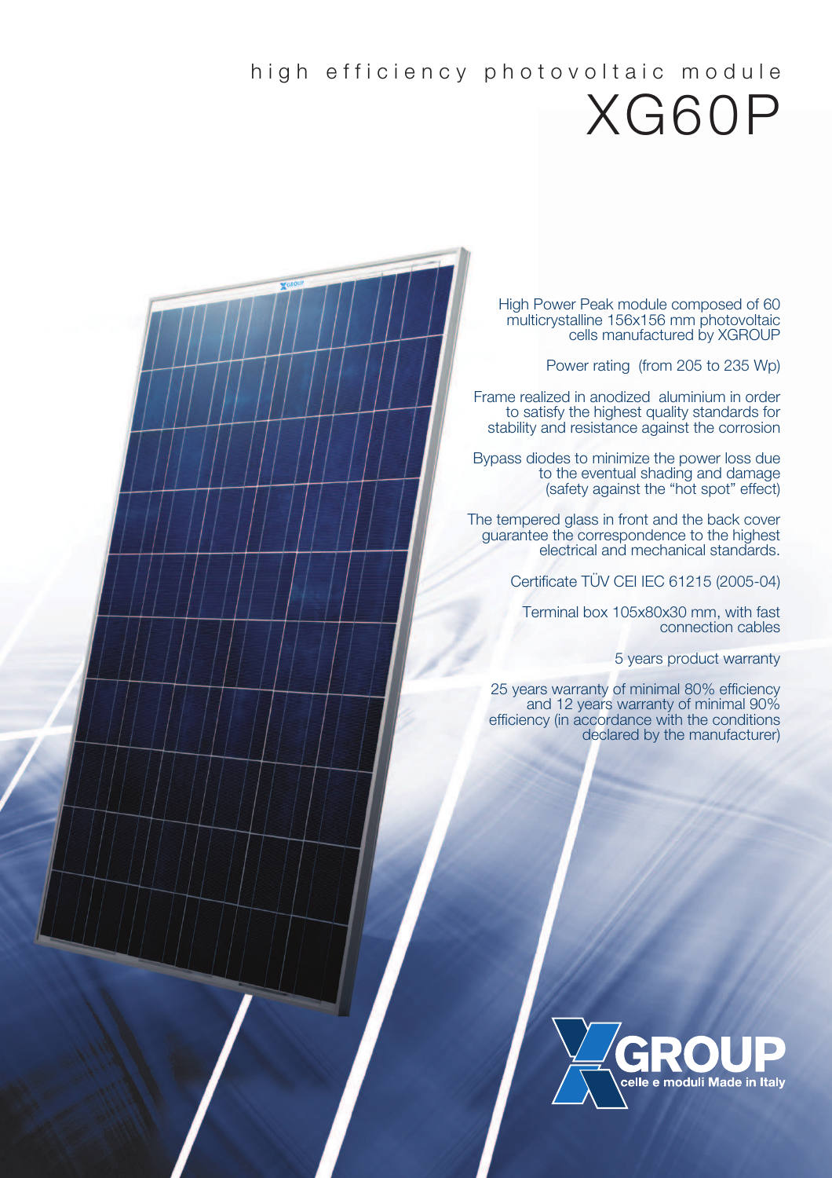# high efficiency photovoltaic module

# XG60P

High Power Peak module composed of 60 multicrystalline 156x156 mm photovoltaic cells manufactured by XGROUP

Power rating (from 205 to 235 Wp)

Frame realized in anodized aluminium in order to satisfy the highest quality standards for stability and resistance against the corrosion

Bypass diodes to minimize the power loss due to the eventual shading and damage (safety against the "hot spot" effect)

The tempered glass in front and the back cover guarantee the correspondence to the highest electrical and mechanical standards.

Certificate TÜV CEI IEC 61215 (2005-04)

Terminal box 105x80x30 mm, with fast connection cables

5 years product warranty

25 years warranty of minimal 80% efficiency and 12 years warranty of minimal 90% efficiency (in accordance with the conditions declared by the manufacturer)

XGROUP
celle e moduli Made in Italy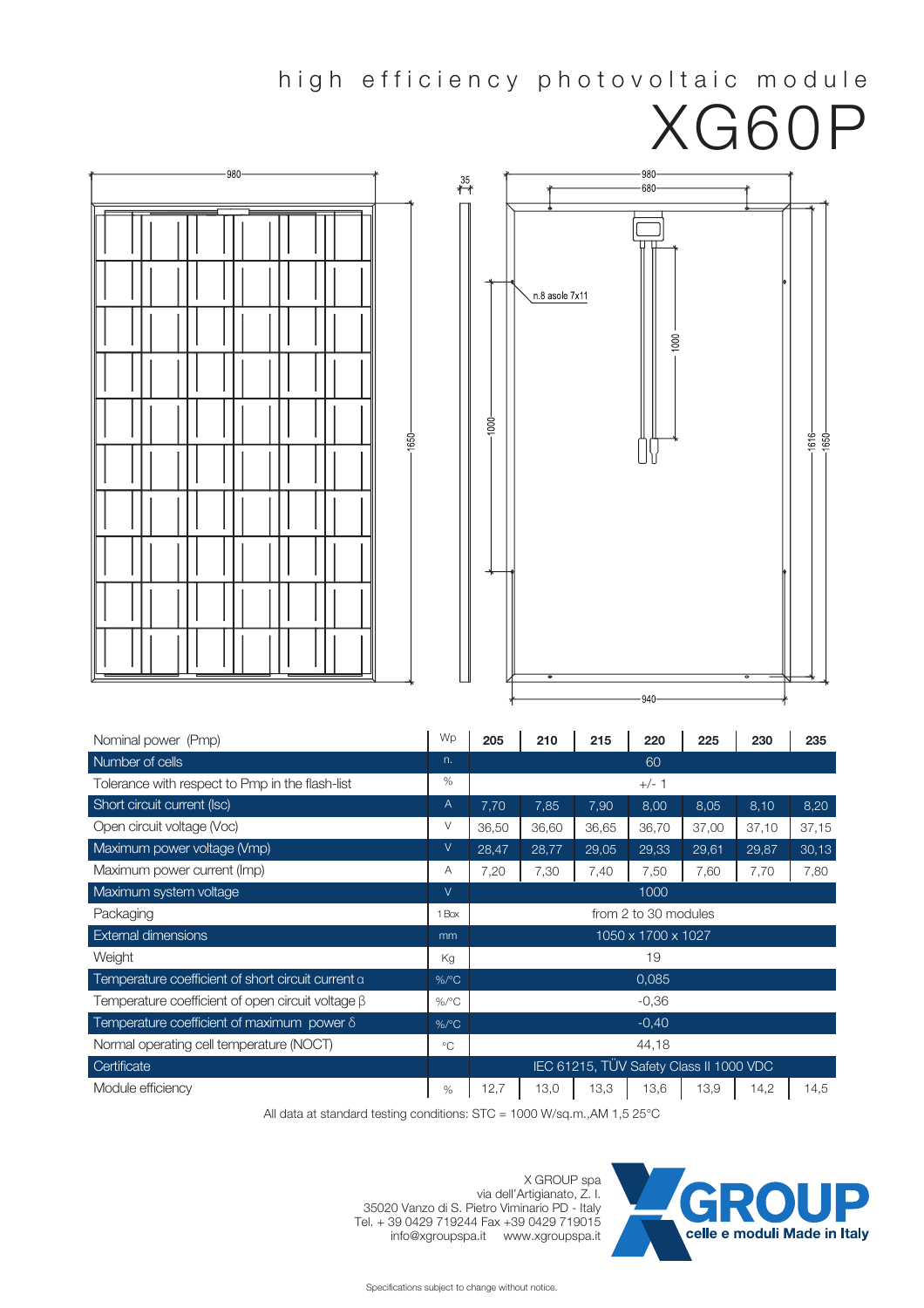high efficiency photovoltaic module

# XG60P

980
35
980
680
n.8 asole 7x11
1000
1000
1650
1616
1650
940

| Nominal power (Pmp) | Wp | 205 | 210 | 215 | 220 | 225 | 230 | 235 |
|---|---|---|---|---|---|---|---|---|
| Number of cells | n. | 60 | | | | | | |
| Tolerance with respect to Pmp in the flash-list | % | +/- 1 | | | | | | |
| Short circuit current (Isc) | A | 7,70 | 7,85 | 7,90 | 8,00 | 8,05 | 8,10 | 8,20 |
| Open circuit voltage (Voc) | V | 36,50 | 36,60 | 36,65 | 36,70 | 37,00 | 37,10 | 37,15 |
| Maximum power voltage (Vmp) | V | 28,47 | 28,77 | 29,05 | 29,33 | 29,61 | 29,87 | 30,13 |
| Maximum power current (Imp) | A | 7,20 | 7,30 | 7,40 | 7,50 | 7,60 | 7,70 | 7,80 |
| Maximum system voltage | V | 1000 | | | | | | |
| Packaging | 1 Box | from 2 to 30 modules | | | | | | |
| External dimensions | mm | 1050 x 1700 x 1027 | | | | | | |
| Weight | Kg | 19 | | | | | | |
| Temperature coefficient of short circuit current α | %/°C | 0,085 | | | | | | |
| Temperature coefficient of open circuit voltage β | %/°C | -0,36 | | | | | | |
| Temperature coefficient of maximum power δ | %/°C | -0,40 | | | | | | |
| Normal operating cell temperature (NOCT) | °C | 44,18 | | | | | | |
| Certificate | | IEC 61215, TÜV Safety Class II 1000 VDC | | | | | | |
| Module efficiency | % | 12,7 | 13,0 | 13,3 | 13,6 | 13,9 | 14,2 | 14,5 |

All data at standard testing conditions: STC = 1000 W/sq.m.,AM 1,5 25°C

X GROUP spa
via dell'Artigianato, Z. I.
35020 Vanzo di S. Pietro Viminario PD - Italy
Tel. + 39 0429 719244 Fax +39 0429 719015
info@xgroupspa.it www.xgroupspa.it

GROUP
celle e moduli Made in Italy

Specifications subject to change without notice.